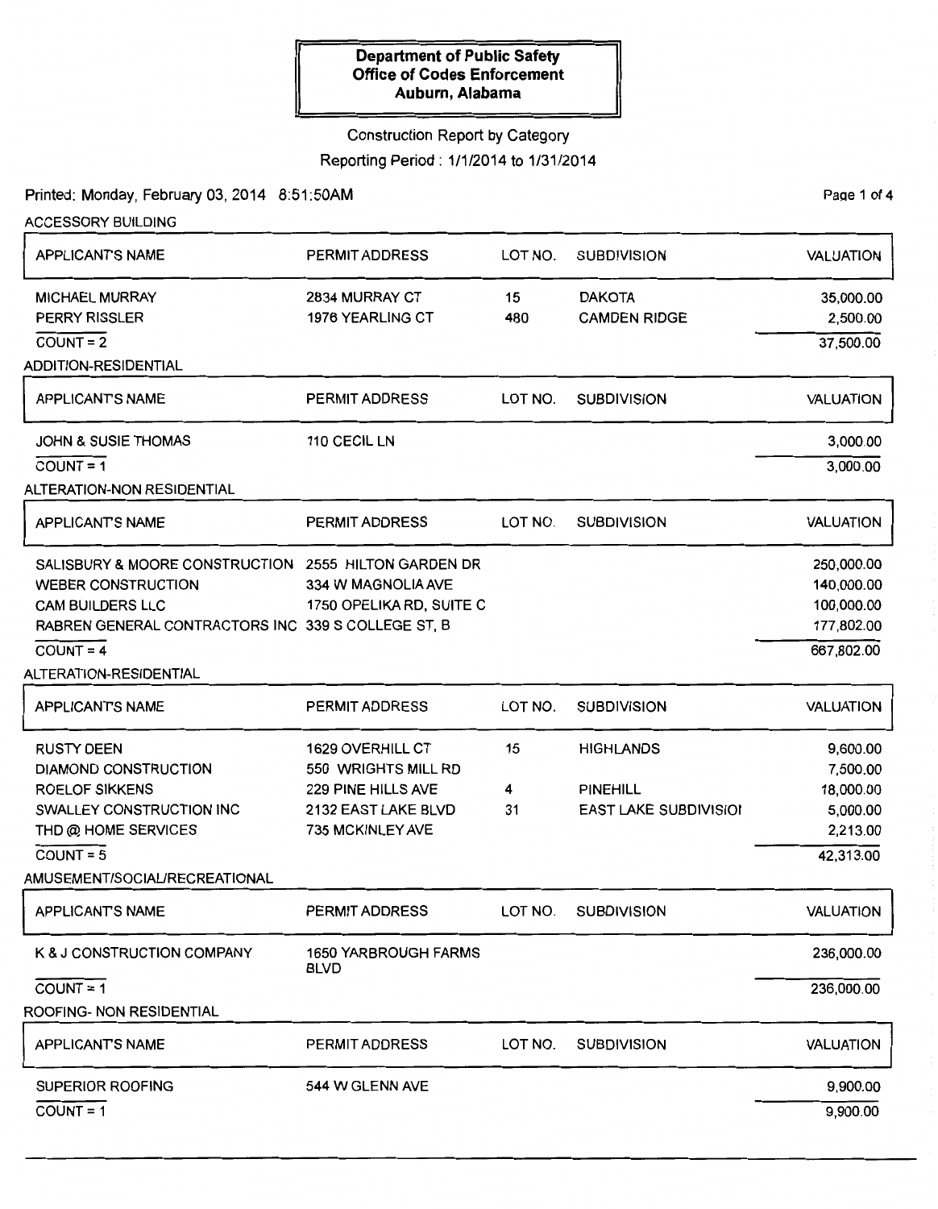**Department of Public Safety**
**Office of Codes Enforcement**
**Auburn, Alabama**

Construction Report by Category

Reporting Period : 1/1/2014 to 1/31/2014

Printed: Monday, February 03, 2014 8:51:50AM

ACCESSORY BUILDING

| APPLICANT'S NAME | PERMIT ADDRESS | LOT NO. | SUBDIVISION | VALUATION |
|---|---|---|---|---|
| MICHAEL MURRAY | 2834 MURRAY CT | 15 | DAKOTA | 35,000.00 |
| PERRY RISSLER | 1976 YEARLING CT | 480 | CAMDEN RIDGE | 2,500.00 |
| COUNT = 2 | | | | 37,500.00 |

ADDITION-RESIDENTIAL

| APPLICANT'S NAME | PERMIT ADDRESS | LOT NO. | SUBDIVISION | VALUATION |
|---|---|---|---|---|
| JOHN & SUSIE THOMAS | 110 CECIL LN | | | 3,000.00 |
| COUNT = 1 | | | | 3,000.00 |

ALTERATION-NON RESIDENTIAL

| APPLICANT'S NAME | PERMIT ADDRESS | LOT NO. | SUBDIVISION | VALUATION |
|---|---|---|---|---|
| SALISBURY & MOORE CONSTRUCTION | 2555 HILTON GARDEN DR | | | 250,000.00 |
| WEBER CONSTRUCTION | 334 W MAGNOLIA AVE | | | 140,000.00 |
| CAM BUILDERS LLC | 1750 OPELIKA RD, SUITE C | | | 100,000.00 |
| RABREN GENERAL CONTRACTORS INC | 339 S COLLEGE ST, B | | | 177,802.00 |
| COUNT = 4 | | | | 667,802.00 |

ALTERATION-RESIDENTIAL

| APPLICANT'S NAME | PERMIT ADDRESS | LOT NO. | SUBDIVISION | VALUATION |
|---|---|---|---|---|
| RUSTY DEEN | 1629 OVERHILL CT | 15 | HIGHLANDS | 9,600.00 |
| DIAMOND CONSTRUCTION | 550 WRIGHTS MILL RD | | | 7,500.00 |
| ROELOF SIKKENS | 229 PINE HILLS AVE | 4 | PINEHILL | 18,000.00 |
| SWALLEY CONSTRUCTION INC | 2132 EAST LAKE BLVD | 31 | EAST LAKE SUBDIVISIOI | 5,000.00 |
| THD @ HOME SERVICES | 735 MCKINLEY AVE | | | 2,213.00 |
| COUNT = 5 | | | | 42,313.00 |

AMUSEMENT/SOCIAL/RECREATIONAL

| APPLICANT'S NAME | PERMIT ADDRESS | LOT NO. | SUBDIVISION | VALUATION |
|---|---|---|---|---|
| K & J CONSTRUCTION COMPANY | 1650 YARBROUGH FARMS BLVD | | | 236,000.00 |
| COUNT = 1 | | | | 236,000.00 |

ROOFING- NON RESIDENTIAL

| APPLICANT'S NAME | PERMIT ADDRESS | LOT NO. | SUBDIVISION | VALUATION |
|---|---|---|---|---|
| SUPERIOR ROOFING | 544 W GLENN AVE | | | 9,900.00 |
| COUNT = 1 | | | | 9,900.00 |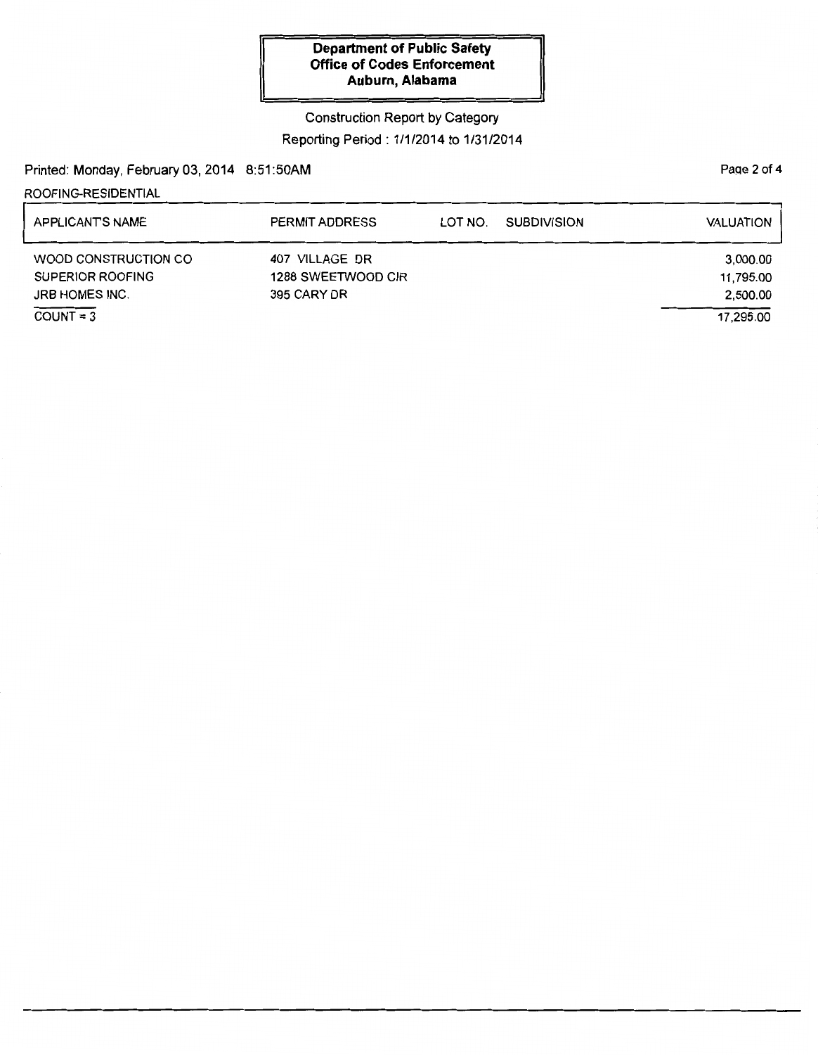**Department of Public Safety**
**Office of Codes Enforcement**
**Auburn, Alabama**

Construction Report by Category

Reporting Period : 1/1/2014 to 1/31/2014

Printed: Monday, February 03, 2014 8:51:50AM

ROOFING-RESIDENTIAL

| APPLICANT'S NAME | PERMIT ADDRESS | LOT NO. | SUBDIVISION | VALUATION |
|---|---|---|---|---|
| WOOD CONSTRUCTION CO | 407 VILLAGE DR | | | 3,000.00 |
| SUPERIOR ROOFING | 1288 SWEETWOOD CIR | | | 11,795.00 |
| JRB HOMES INC. | 395 CARY DR | | | 2,500.00 |
| COUNT = 3 | | | | 17,295.00 |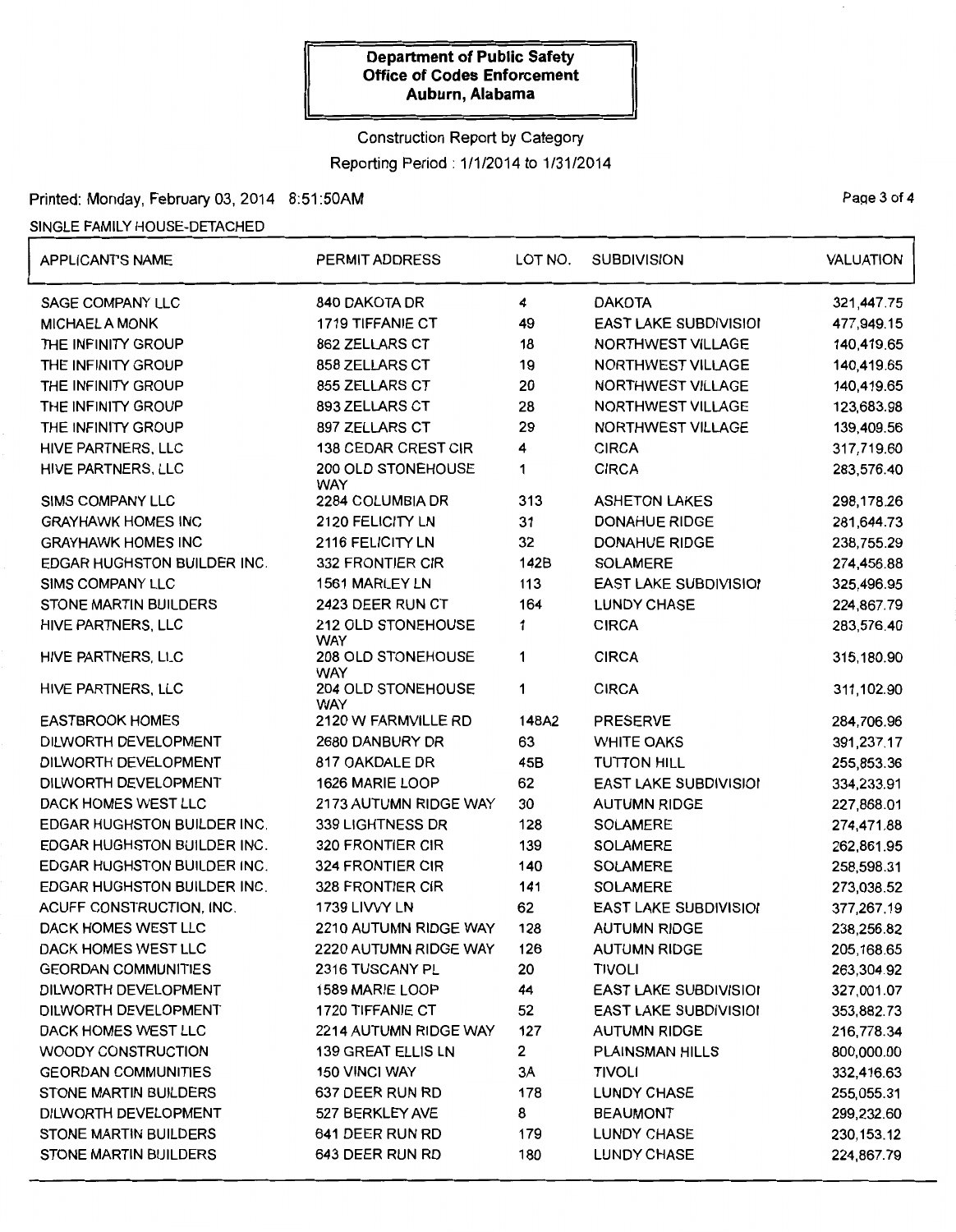**Department of Public Safety**
**Office of Codes Enforcement**
**Auburn, Alabama**

Construction Report by Category

Reporting Period : 1/1/2014 to 1/31/2014

Printed: Monday, February 03, 2014 8:51:50AM

SINGLE FAMILY HOUSE-DETACHED

| APPLICANT'S NAME | PERMIT ADDRESS | LOT NO. | SUBDIVISION | VALUATION |
|---|---|---|---|---|
| SAGE COMPANY LLC | 840 DAKOTA DR | 4 | DAKOTA | 321,447.75 |
| MICHAEL A MONK | 1719 TIFFANIE CT | 49 | EAST LAKE SUBDIVISIOI | 477,949.15 |
| THE INFINITY GROUP | 862 ZELLARS CT | 18 | NORTHWEST VILLAGE | 140,419.65 |
| THE INFINITY GROUP | 858 ZELLARS CT | 19 | NORTHWEST VILLAGE | 140,419.65 |
| THE INFINITY GROUP | 855 ZELLARS CT | 20 | NORTHWEST VILLAGE | 140,419.65 |
| THE INFINITY GROUP | 893 ZELLARS CT | 28 | NORTHWEST VILLAGE | 123,683.98 |
| THE INFINITY GROUP | 897 ZELLARS CT | 29 | NORTHWEST VILLAGE | 139,409.56 |
| HIVE PARTNERS, LLC | 138 CEDAR CREST CIR | 4 | CIRCA | 317,719.60 |
| HIVE PARTNERS, LLC | 200 OLD STONEHOUSE WAY | 1 | CIRCA | 283,576.40 |
| SIMS COMPANY LLC | 2284 COLUMBIA DR | 313 | ASHETON LAKES | 298,178.26 |
| GRAYHAWK HOMES INC | 2120 FELICITY LN | 31 | DONAHUE RIDGE | 281,644.73 |
| GRAYHAWK HOMES INC | 2116 FELICITY LN | 32 | DONAHUE RIDGE | 238,755.29 |
| EDGAR HUGHSTON BUILDER INC. | 332 FRONTIER CIR | 142B | SOLAMERE | 274,456.88 |
| SIMS COMPANY LLC | 1561 MARLEY LN | 113 | EAST LAKE SUBDIVISIOI | 325,496.95 |
| STONE MARTIN BUILDERS | 2423 DEER RUN CT | 164 | LUNDY CHASE | 224,867.79 |
| HIVE PARTNERS, LLC | 212 OLD STONEHOUSE WAY | 1 | CIRCA | 283,576.40 |
| HIVE PARTNERS, LLC | 208 OLD STONEHOUSE WAY | 1 | CIRCA | 315,180.90 |
| HIVE PARTNERS, LLC | 204 OLD STONEHOUSE WAY | 1 | CIRCA | 311,102.90 |
| EASTBROOK HOMES | 2120 W FARMVILLE RD | 148A2 | PRESERVE | 284,706.96 |
| DILWORTH DEVELOPMENT | 2680 DANBURY DR | 63 | WHITE OAKS | 391,237.17 |
| DILWORTH DEVELOPMENT | 817 OAKDALE DR | 45B | TUTTON HILL | 255,853.36 |
| DILWORTH DEVELOPMENT | 1626 MARIE LOOP | 62 | EAST LAKE SUBDIVISIOI | 334,233.91 |
| DACK HOMES WEST LLC | 2173 AUTUMN RIDGE WAY | 30 | AUTUMN RIDGE | 227,868.01 |
| EDGAR HUGHSTON BUILDER INC. | 339 LIGHTNESS DR | 128 | SOLAMERE | 274,471.88 |
| EDGAR HUGHSTON BUILDER INC. | 320 FRONTIER CIR | 139 | SOLAMERE | 262,861.95 |
| EDGAR HUGHSTON BUILDER INC. | 324 FRONTIER CIR | 140 | SOLAMERE | 258,598.31 |
| EDGAR HUGHSTON BUILDER INC. | 328 FRONTIER CIR | 141 | SOLAMERE | 273,038.52 |
| ACUFF CONSTRUCTION, INC. | 1739 LIVVY LN | 62 | EAST LAKE SUBDIVISIOI | 377,267.19 |
| DACK HOMES WEST LLC | 2210 AUTUMN RIDGE WAY | 128 | AUTUMN RIDGE | 238,256.82 |
| DACK HOMES WEST LLC | 2220 AUTUMN RIDGE WAY | 126 | AUTUMN RIDGE | 205,168.65 |
| GEORDAN COMMUNITIES | 2316 TUSCANY PL | 20 | TIVOLI | 263,304.92 |
| DILWORTH DEVELOPMENT | 1589 MARIE LOOP | 44 | EAST LAKE SUBDIVISIOI | 327,001.07 |
| DILWORTH DEVELOPMENT | 1720 TIFFANIE CT | 52 | EAST LAKE SUBDIVISIOI | 353,882.73 |
| DACK HOMES WEST LLC | 2214 AUTUMN RIDGE WAY | 127 | AUTUMN RIDGE | 216,778.34 |
| WOODY CONSTRUCTION | 139 GREAT ELLIS LN | 2 | PLAINSMAN HILLS | 800,000.00 |
| GEORDAN COMMUNITIES | 150 VINCI WAY | 3A | TIVOLI | 332,416.63 |
| STONE MARTIN BUILDERS | 637 DEER RUN RD | 178 | LUNDY CHASE | 255,055.31 |
| DILWORTH DEVELOPMENT | 527 BERKLEY AVE | 8 | BEAUMONT | 299,232.60 |
| STONE MARTIN BUILDERS | 641 DEER RUN RD | 179 | LUNDY CHASE | 230,153.12 |
| STONE MARTIN BUILDERS | 643 DEER RUN RD | 180 | LUNDY CHASE | 224,867.79 |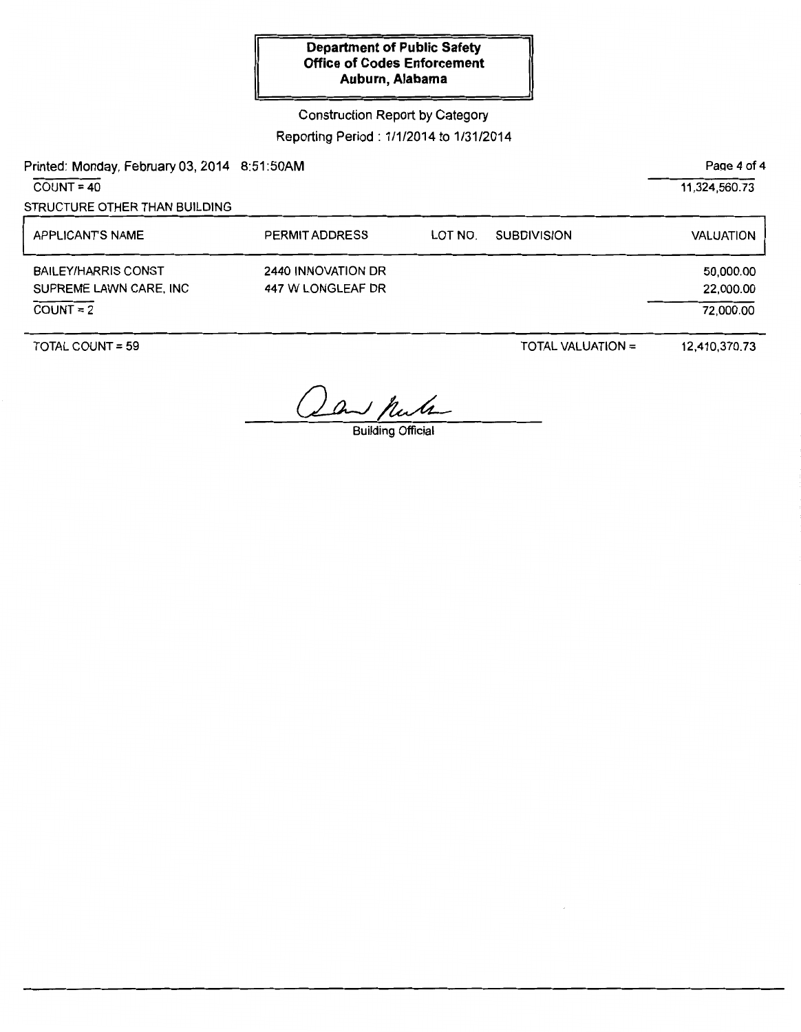**Department of Public Safety**
**Office of Codes Enforcement**
**Auburn, Alabama**

Construction Report by Category

Reporting Period : 1/1/2014 to 1/31/2014

Printed: Monday, February 03, 2014 8:51:50AM

COUNT = 40 | 11,324,560.73

STRUCTURE OTHER THAN BUILDING

| APPLICANT'S NAME | PERMIT ADDRESS | LOT NO. | SUBDIVISION | VALUATION |
|---|---|---|---|---|
| BAILEY/HARRIS CONST | 2440 INNOVATION DR | | | 50,000.00 |
| SUPREME LAWN CARE, INC | 447 W LONGLEAF DR | | | 22,000.00 |
| COUNT = 2 | | | | 72,000.00 |

TOTAL COUNT = 59 | TOTAL VALUATION = 12,410,370.73

Building Official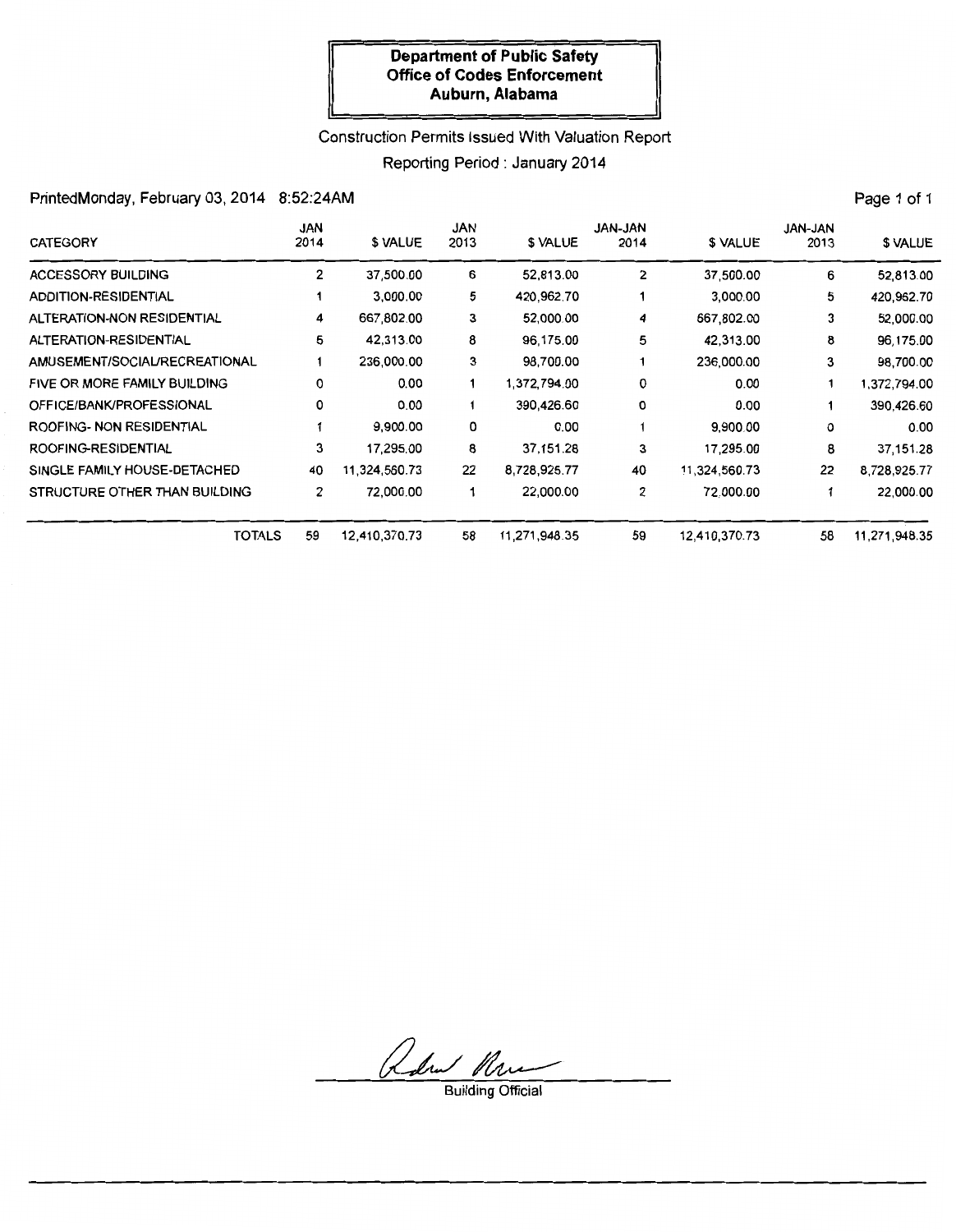**Department of Public Safety**
**Office of Codes Enforcement**
**Auburn, Alabama**

Construction Permits Issued With Valuation Report

Reporting Period : January 2014

PrintedMonday, February 03, 2014 8:52:24AM

| CATEGORY | JAN 2014 | $ VALUE | JAN 2013 | $ VALUE | JAN-JAN 2014 | $ VALUE | JAN-JAN 2013 | $ VALUE |
|---|---|---|---|---|---|---|---|---|
| ACCESSORY BUILDING | 2 | 37,500.00 | 6 | 52,813.00 | 2 | 37,500.00 | 6 | 52,813.00 |
| ADDITION-RESIDENTIAL | 1 | 3,000.00 | 5 | 420,962.70 | 1 | 3,000.00 | 5 | 420,962.70 |
| ALTERATION-NON RESIDENTIAL | 4 | 667,802.00 | 3 | 52,000.00 | 4 | 667,802.00 | 3 | 52,000.00 |
| ALTERATION-RESIDENTIAL | 5 | 42,313.00 | 8 | 96,175.00 | 5 | 42,313.00 | 8 | 96,175.00 |
| AMUSEMENT/SOCIAL/RECREATIONAL | 1 | 236,000.00 | 3 | 98,700.00 | 1 | 236,000.00 | 3 | 98,700.00 |
| FIVE OR MORE FAMILY BUILDING | 0 | 0.00 | 1 | 1,372,794.00 | 0 | 0.00 | 1 | 1,372,794.00 |
| OFFICE/BANK/PROFESSIONAL | 0 | 0.00 | 1 | 390,426.60 | 0 | 0.00 | 1 | 390,426.60 |
| ROOFING- NON RESIDENTIAL | 1 | 9,900.00 | 0 | 0.00 | 1 | 9,900.00 | 0 | 0.00 |
| ROOFING-RESIDENTIAL | 3 | 17,295.00 | 8 | 37,151.28 | 3 | 17,295.00 | 8 | 37,151.28 |
| SINGLE FAMILY HOUSE-DETACHED | 40 | 11,324,560.73 | 22 | 8,728,925.77 | 40 | 11,324,560.73 | 22 | 8,728,925.77 |
| STRUCTURE OTHER THAN BUILDING | 2 | 72,000.00 | 1 | 22,000.00 | 2 | 72,000.00 | 1 | 22,000.00 |
| TOTALS | 59 | 12,410,370.73 | 58 | 11,271,948.35 | 59 | 12,410,370.73 | 58 | 11,271,948.35 |

Building Official